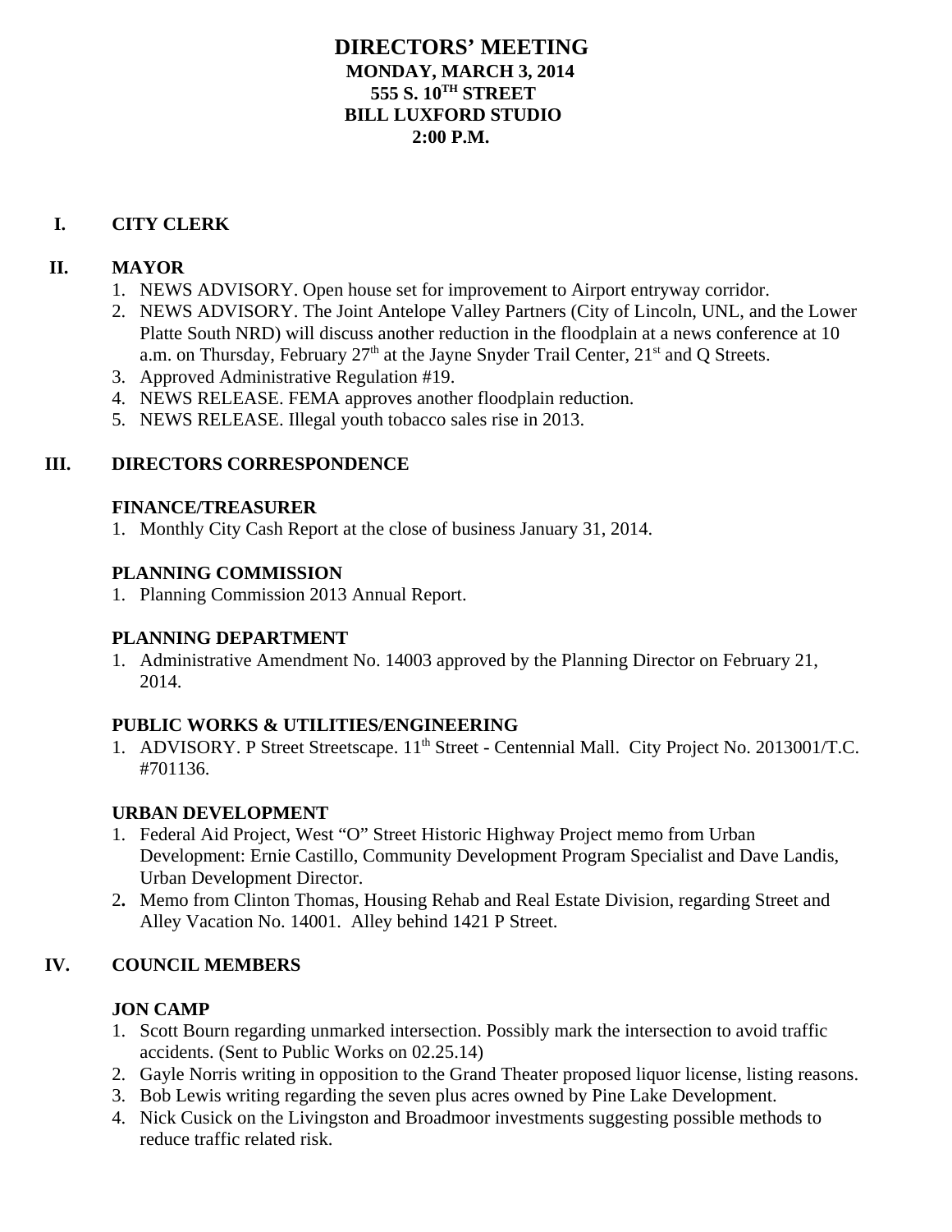# DIRECTORS' MEETING

**MONDAY, MARCH 3, 2014**
**555 S. 10TH STREET**
**BILL LUXFORD STUDIO**
**2:00 P.M.**

## I. CITY CLERK

## II. MAYOR

1. NEWS ADVISORY. Open house set for improvement to Airport entryway corridor.
2. NEWS ADVISORY. The Joint Antelope Valley Partners (City of Lincoln, UNL, and the Lower Platte South NRD) will discuss another reduction in the floodplain at a news conference at 10 a.m. on Thursday, February 27th at the Jayne Snyder Trail Center, 21st and Q Streets.
3. Approved Administrative Regulation #19.
4. NEWS RELEASE. FEMA approves another floodplain reduction.
5. NEWS RELEASE. Illegal youth tobacco sales rise in 2013.

## III. DIRECTORS CORRESPONDENCE

### FINANCE/TREASURER

1. Monthly City Cash Report at the close of business January 31, 2014.

### PLANNING COMMISSION

1. Planning Commission 2013 Annual Report.

### PLANNING DEPARTMENT

1. Administrative Amendment No. 14003 approved by the Planning Director on February 21, 2014.

### PUBLIC WORKS & UTILITIES/ENGINEERING

1. ADVISORY. P Street Streetscape. 11th Street - Centennial Mall. City Project No. 2013001/T.C. #701136.

### URBAN DEVELOPMENT

1. Federal Aid Project, West "O" Street Historic Highway Project memo from Urban Development: Ernie Castillo, Community Development Program Specialist and Dave Landis, Urban Development Director.
2. Memo from Clinton Thomas, Housing Rehab and Real Estate Division, regarding Street and Alley Vacation No. 14001. Alley behind 1421 P Street.

## IV. COUNCIL MEMBERS

### JON CAMP

1. Scott Bourn regarding unmarked intersection. Possibly mark the intersection to avoid traffic accidents. (Sent to Public Works on 02.25.14)
2. Gayle Norris writing in opposition to the Grand Theater proposed liquor license, listing reasons.
3. Bob Lewis writing regarding the seven plus acres owned by Pine Lake Development.
4. Nick Cusick on the Livingston and Broadmoor investments suggesting possible methods to reduce traffic related risk.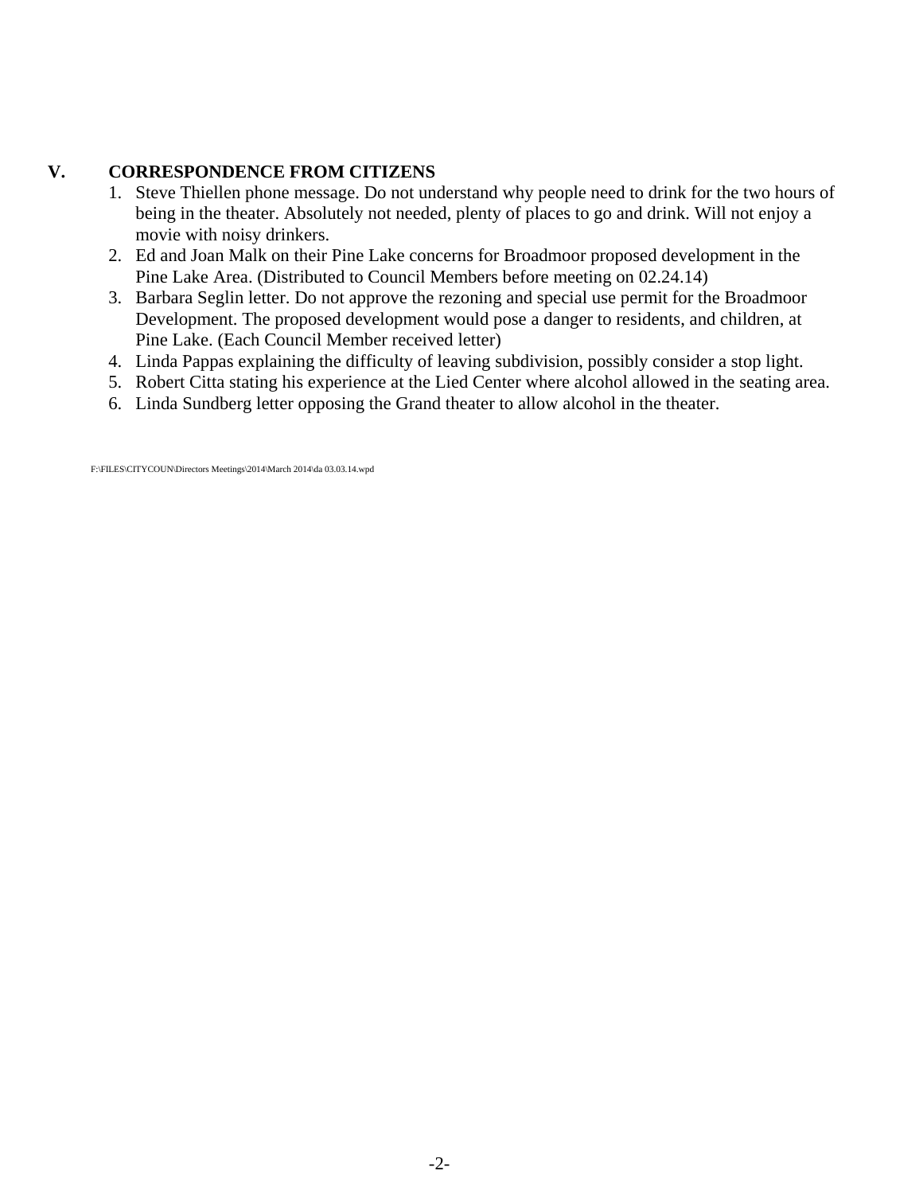## V. CORRESPONDENCE FROM CITIZENS

1. Steve Thiellen phone message. Do not understand why people need to drink for the two hours of being in the theater. Absolutely not needed, plenty of places to go and drink. Will not enjoy a movie with noisy drinkers.
2. Ed and Joan Malk on their Pine Lake concerns for Broadmoor proposed development in the Pine Lake Area. (Distributed to Council Members before meeting on 02.24.14)
3. Barbara Seglin letter. Do not approve the rezoning and special use permit for the Broadmoor Development. The proposed development would pose a danger to residents, and children, at Pine Lake. (Each Council Member received letter)
4. Linda Pappas explaining the difficulty of leaving subdivision, possibly consider a stop light.
5. Robert Citta stating his experience at the Lied Center where alcohol allowed in the seating area.
6. Linda Sundberg letter opposing the Grand theater to allow alcohol in the theater.

F:\FILES\CITYCOUN\Directors Meetings\2014\March 2014\da 03.03.14.wpd